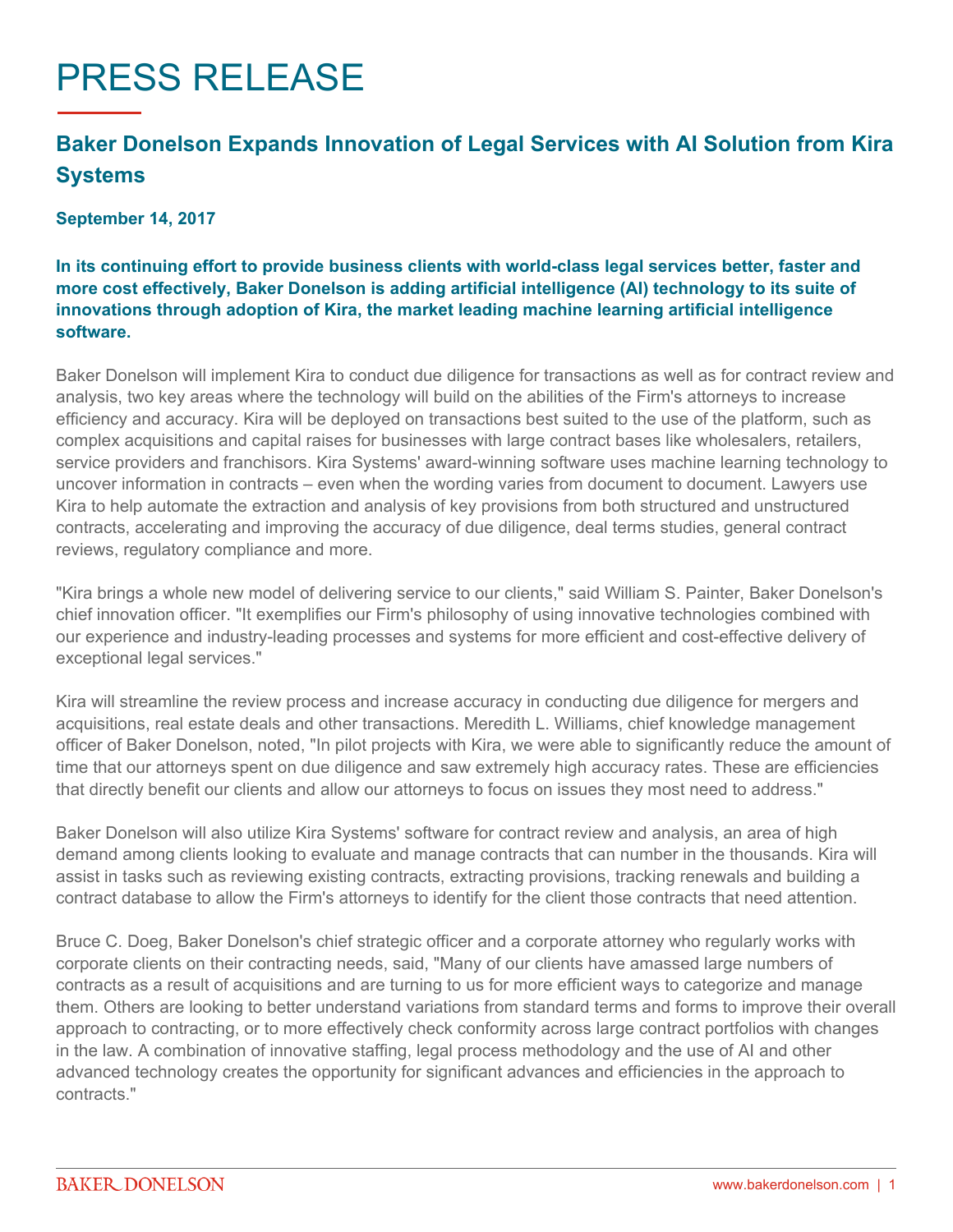# PRESS RELEASE

## Baker Donelson Expands Innovation of Legal Services with AI Solution from Kira Systems

**September 14, 2017**

**In its continuing effort to provide business clients with world-class legal services better, faster and more cost effectively, Baker Donelson is adding artificial intelligence (AI) technology to its suite of innovations through adoption of Kira, the market leading machine learning artificial intelligence software.**

Baker Donelson will implement Kira to conduct due diligence for transactions as well as for contract review and analysis, two key areas where the technology will build on the abilities of the Firm's attorneys to increase efficiency and accuracy. Kira will be deployed on transactions best suited to the use of the platform, such as complex acquisitions and capital raises for businesses with large contract bases like wholesalers, retailers, service providers and franchisors. Kira Systems' award-winning software uses machine learning technology to uncover information in contracts – even when the wording varies from document to document. Lawyers use Kira to help automate the extraction and analysis of key provisions from both structured and unstructured contracts, accelerating and improving the accuracy of due diligence, deal terms studies, general contract reviews, regulatory compliance and more.

"Kira brings a whole new model of delivering service to our clients," said William S. Painter, Baker Donelson's chief innovation officer. "It exemplifies our Firm's philosophy of using innovative technologies combined with our experience and industry-leading processes and systems for more efficient and cost-effective delivery of exceptional legal services."

Kira will streamline the review process and increase accuracy in conducting due diligence for mergers and acquisitions, real estate deals and other transactions. Meredith L. Williams, chief knowledge management officer of Baker Donelson, noted, "In pilot projects with Kira, we were able to significantly reduce the amount of time that our attorneys spent on due diligence and saw extremely high accuracy rates. These are efficiencies that directly benefit our clients and allow our attorneys to focus on issues they most need to address."

Baker Donelson will also utilize Kira Systems' software for contract review and analysis, an area of high demand among clients looking to evaluate and manage contracts that can number in the thousands. Kira will assist in tasks such as reviewing existing contracts, extracting provisions, tracking renewals and building a contract database to allow the Firm's attorneys to identify for the client those contracts that need attention.

Bruce C. Doeg, Baker Donelson's chief strategic officer and a corporate attorney who regularly works with corporate clients on their contracting needs, said, "Many of our clients have amassed large numbers of contracts as a result of acquisitions and are turning to us for more efficient ways to categorize and manage them. Others are looking to better understand variations from standard terms and forms to improve their overall approach to contracting, or to more effectively check conformity across large contract portfolios with changes in the law. A combination of innovative staffing, legal process methodology and the use of AI and other advanced technology creates the opportunity for significant advances and efficiencies in the approach to contracts."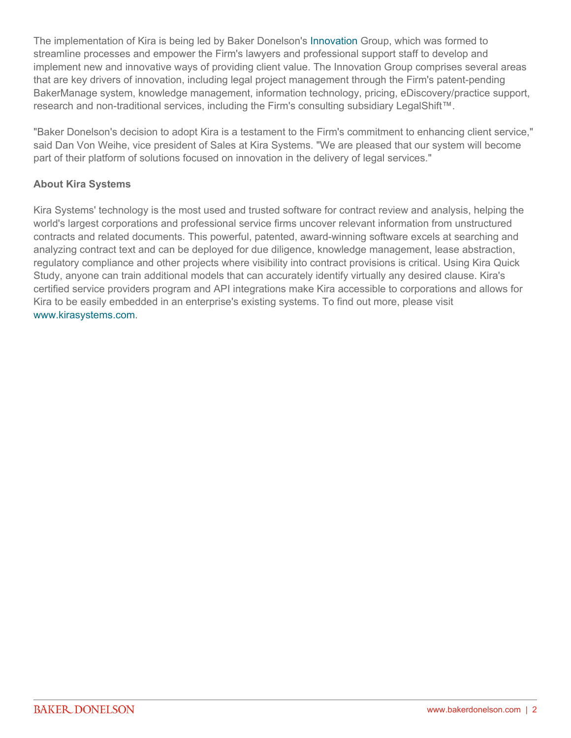The implementation of Kira is being led by Baker Donelson's Innovation Group, which was formed to streamline processes and empower the Firm's lawyers and professional support staff to develop and implement new and innovative ways of providing client value. The Innovation Group comprises several areas that are key drivers of innovation, including legal project management through the Firm's patent-pending BakerManage system, knowledge management, information technology, pricing, eDiscovery/practice support, research and non-traditional services, including the Firm's consulting subsidiary LegalShift™.

"Baker Donelson's decision to adopt Kira is a testament to the Firm's commitment to enhancing client service," said Dan Von Weihe, vice president of Sales at Kira Systems. "We are pleased that our system will become part of their platform of solutions focused on innovation in the delivery of legal services."

**About Kira Systems**

Kira Systems' technology is the most used and trusted software for contract review and analysis, helping the world's largest corporations and professional service firms uncover relevant information from unstructured contracts and related documents. This powerful, patented, award-winning software excels at searching and analyzing contract text and can be deployed for due diligence, knowledge management, lease abstraction, regulatory compliance and other projects where visibility into contract provisions is critical. Using Kira Quick Study, anyone can train additional models that can accurately identify virtually any desired clause. Kira's certified service providers program and API integrations make Kira accessible to corporations and allows for Kira to be easily embedded in an enterprise's existing systems. To find out more, please visit www.kirasystems.com.